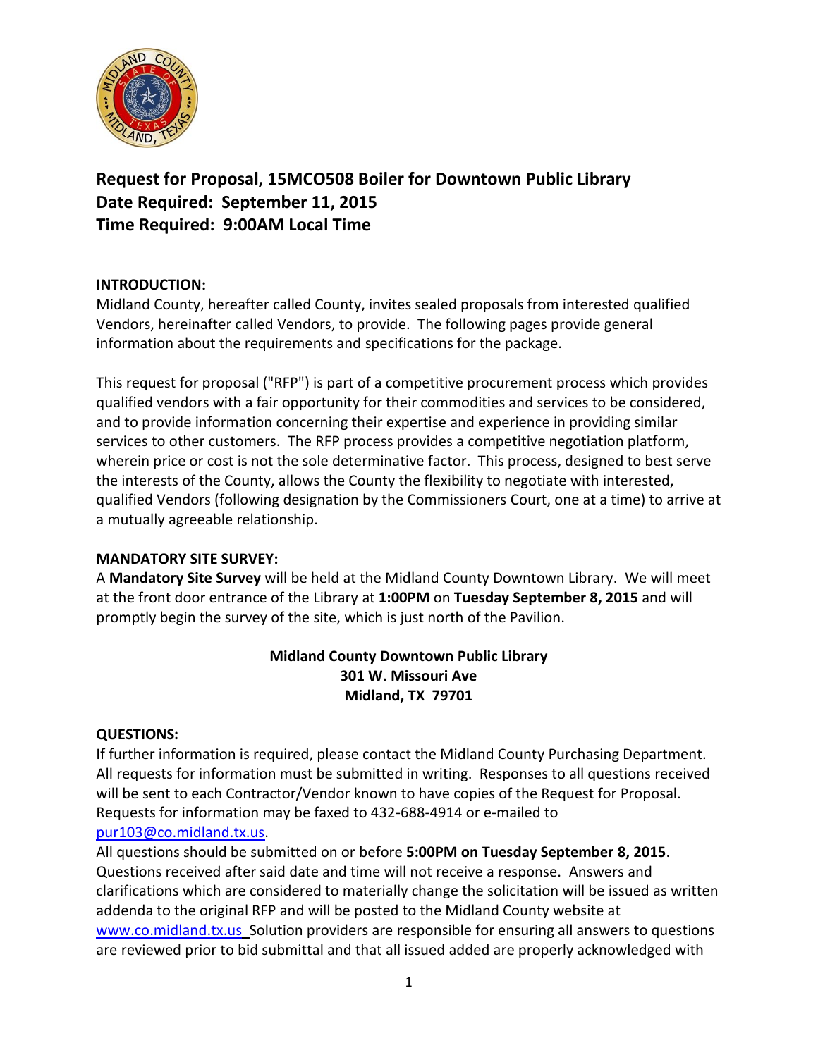**Request for Proposal, 15MCO508 Boiler for Downtown Public Library**
**Date Required: September 11, 2015**
**Time Required: 9:00AM Local Time**

**INTRODUCTION:**
Midland County, hereafter called County, invites sealed proposals from interested qualified Vendors, hereinafter called Vendors, to provide. The following pages provide general information about the requirements and specifications for the package.

This request for proposal ("RFP") is part of a competitive procurement process which provides qualified vendors with a fair opportunity for their commodities and services to be considered, and to provide information concerning their expertise and experience in providing similar services to other customers. The RFP process provides a competitive negotiation platform, wherein price or cost is not the sole determinative factor. This process, designed to best serve the interests of the County, allows the County the flexibility to negotiate with interested, qualified Vendors (following designation by the Commissioners Court, one at a time) to arrive at a mutually agreeable relationship.

**MANDATORY SITE SURVEY:**
A **Mandatory Site Survey** will be held at the Midland County Downtown Library. We will meet at the front door entrance of the Library at **1:00PM** on **Tuesday September 8, 2015** and will promptly begin the survey of the site, which is just north of the Pavilion.

**Midland County Downtown Public Library**
**301 W. Missouri Ave**
**Midland, TX 79701**

**QUESTIONS:**
If further information is required, please contact the Midland County Purchasing Department. All requests for information must be submitted in writing. Responses to all questions received will be sent to each Contractor/Vendor known to have copies of the Request for Proposal. Requests for information may be faxed to 432-688-4914 or e-mailed to pur103@co.midland.tx.us.
All questions should be submitted on or before **5:00PM on Tuesday September 8, 2015**. Questions received after said date and time will not receive a response. Answers and clarifications which are considered to materially change the solicitation will be issued as written addenda to the original RFP and will be posted to the Midland County website at www.co.midland.tx.us Solution providers are responsible for ensuring all answers to questions are reviewed prior to bid submittal and that all issued added are properly acknowledged with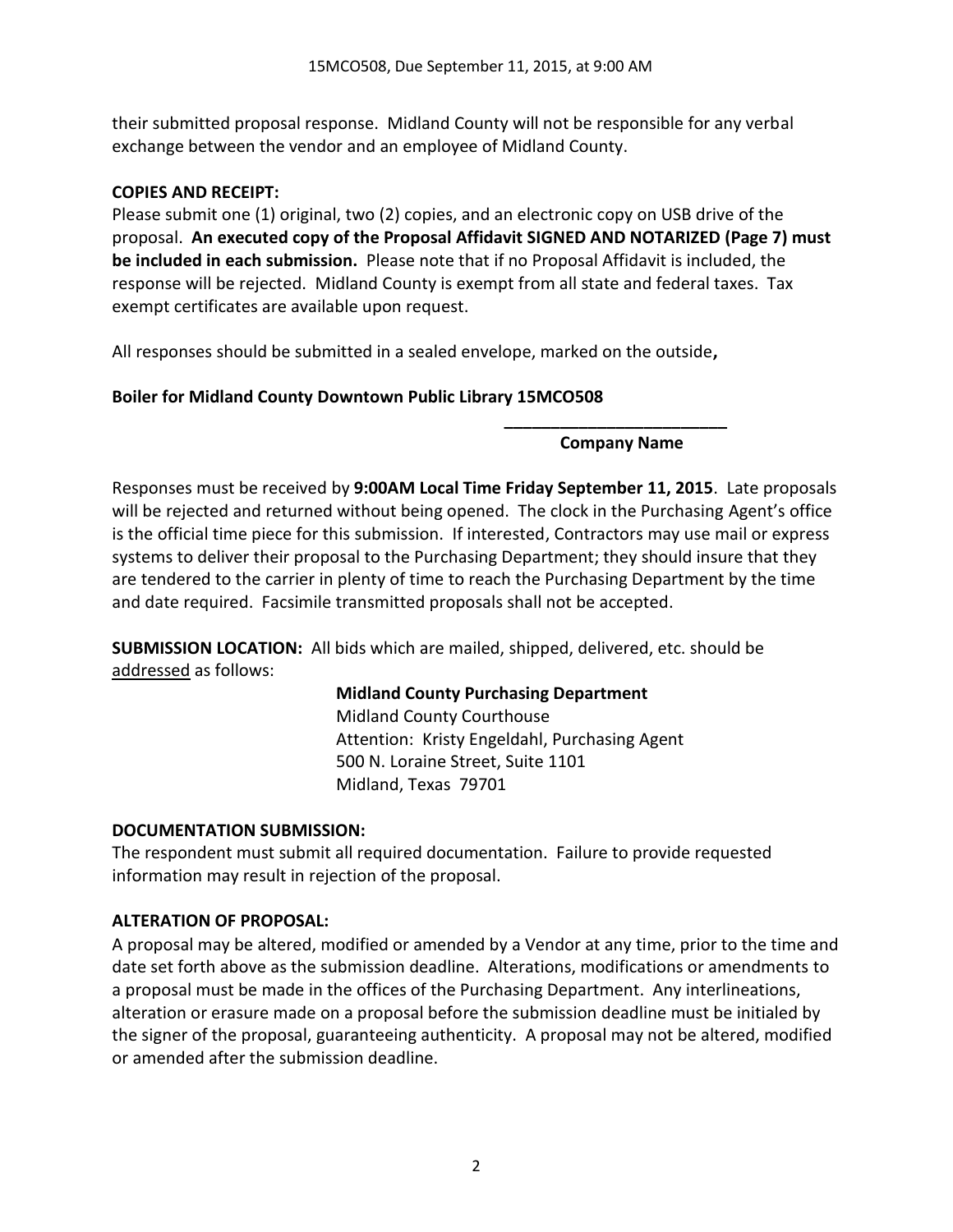their submitted proposal response. Midland County will not be responsible for any verbal exchange between the vendor and an employee of Midland County.

**COPIES AND RECEIPT:**

Please submit one (1) original, two (2) copies, and an electronic copy on USB drive of the proposal. **An executed copy of the Proposal Affidavit SIGNED AND NOTARIZED (Page 7) must be included in each submission.** Please note that if no Proposal Affidavit is included, the response will be rejected. Midland County is exempt from all state and federal taxes. Tax exempt certificates are available upon request.

All responses should be submitted in a sealed envelope, marked on the outside**,**

**Boiler for Midland County Downtown Public Library 15MCO508**

**________________________**
**Company Name**

Responses must be received by **9:00AM Local Time Friday September 11, 2015**. Late proposals will be rejected and returned without being opened. The clock in the Purchasing Agent's office is the official time piece for this submission. If interested, Contractors may use mail or express systems to deliver their proposal to the Purchasing Department; they should insure that they are tendered to the carrier in plenty of time to reach the Purchasing Department by the time and date required. Facsimile transmitted proposals shall not be accepted.

**SUBMISSION LOCATION:** All bids which are mailed, shipped, delivered, etc. should be addressed as follows:

**Midland County Purchasing Department**
Midland County Courthouse
Attention: Kristy Engeldahl, Purchasing Agent
500 N. Loraine Street, Suite 1101
Midland, Texas 79701

**DOCUMENTATION SUBMISSION:**

The respondent must submit all required documentation. Failure to provide requested information may result in rejection of the proposal.

**ALTERATION OF PROPOSAL:**

A proposal may be altered, modified or amended by a Vendor at any time, prior to the time and date set forth above as the submission deadline. Alterations, modifications or amendments to a proposal must be made in the offices of the Purchasing Department. Any interlineations, alteration or erasure made on a proposal before the submission deadline must be initialed by the signer of the proposal, guaranteeing authenticity. A proposal may not be altered, modified or amended after the submission deadline.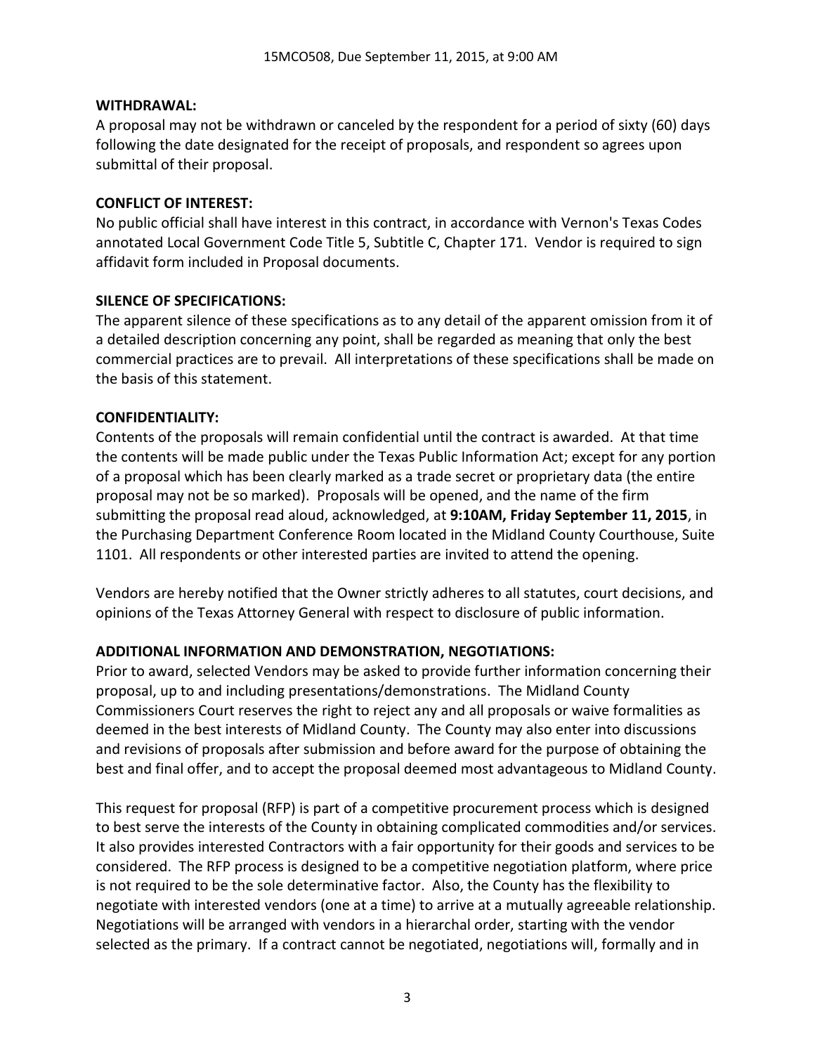**WITHDRAWAL:**

A proposal may not be withdrawn or canceled by the respondent for a period of sixty (60) days following the date designated for the receipt of proposals, and respondent so agrees upon submittal of their proposal.

**CONFLICT OF INTEREST:**

No public official shall have interest in this contract, in accordance with Vernon's Texas Codes annotated Local Government Code Title 5, Subtitle C, Chapter 171. Vendor is required to sign affidavit form included in Proposal documents.

**SILENCE OF SPECIFICATIONS:**

The apparent silence of these specifications as to any detail of the apparent omission from it of a detailed description concerning any point, shall be regarded as meaning that only the best commercial practices are to prevail. All interpretations of these specifications shall be made on the basis of this statement.

**CONFIDENTIALITY:**

Contents of the proposals will remain confidential until the contract is awarded. At that time the contents will be made public under the Texas Public Information Act; except for any portion of a proposal which has been clearly marked as a trade secret or proprietary data (the entire proposal may not be so marked). Proposals will be opened, and the name of the firm submitting the proposal read aloud, acknowledged, at **9:10AM, Friday September 11, 2015**, in the Purchasing Department Conference Room located in the Midland County Courthouse, Suite 1101. All respondents or other interested parties are invited to attend the opening.

Vendors are hereby notified that the Owner strictly adheres to all statutes, court decisions, and opinions of the Texas Attorney General with respect to disclosure of public information.

**ADDITIONAL INFORMATION AND DEMONSTRATION, NEGOTIATIONS:**

Prior to award, selected Vendors may be asked to provide further information concerning their proposal, up to and including presentations/demonstrations. The Midland County Commissioners Court reserves the right to reject any and all proposals or waive formalities as deemed in the best interests of Midland County. The County may also enter into discussions and revisions of proposals after submission and before award for the purpose of obtaining the best and final offer, and to accept the proposal deemed most advantageous to Midland County.

This request for proposal (RFP) is part of a competitive procurement process which is designed to best serve the interests of the County in obtaining complicated commodities and/or services. It also provides interested Contractors with a fair opportunity for their goods and services to be considered. The RFP process is designed to be a competitive negotiation platform, where price is not required to be the sole determinative factor. Also, the County has the flexibility to negotiate with interested vendors (one at a time) to arrive at a mutually agreeable relationship. Negotiations will be arranged with vendors in a hierarchal order, starting with the vendor selected as the primary. If a contract cannot be negotiated, negotiations will, formally and in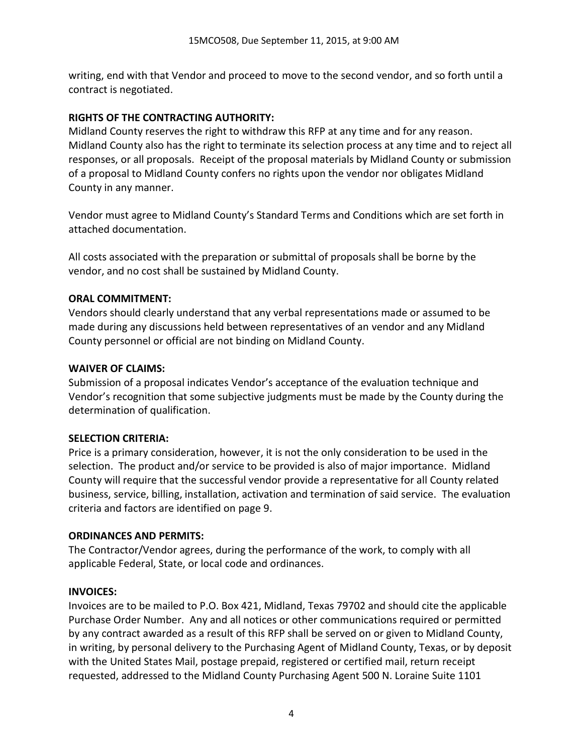writing, end with that Vendor and proceed to move to the second vendor, and so forth until a contract is negotiated.

**RIGHTS OF THE CONTRACTING AUTHORITY:**

Midland County reserves the right to withdraw this RFP at any time and for any reason. Midland County also has the right to terminate its selection process at any time and to reject all responses, or all proposals. Receipt of the proposal materials by Midland County or submission of a proposal to Midland County confers no rights upon the vendor nor obligates Midland County in any manner.

Vendor must agree to Midland County's Standard Terms and Conditions which are set forth in attached documentation.

All costs associated with the preparation or submittal of proposals shall be borne by the vendor, and no cost shall be sustained by Midland County.

**ORAL COMMITMENT:**

Vendors should clearly understand that any verbal representations made or assumed to be made during any discussions held between representatives of an vendor and any Midland County personnel or official are not binding on Midland County.

**WAIVER OF CLAIMS:**

Submission of a proposal indicates Vendor's acceptance of the evaluation technique and Vendor's recognition that some subjective judgments must be made by the County during the determination of qualification.

**SELECTION CRITERIA:**

Price is a primary consideration, however, it is not the only consideration to be used in the selection. The product and/or service to be provided is also of major importance. Midland County will require that the successful vendor provide a representative for all County related business, service, billing, installation, activation and termination of said service. The evaluation criteria and factors are identified on page 9.

**ORDINANCES AND PERMITS:**

The Contractor/Vendor agrees, during the performance of the work, to comply with all applicable Federal, State, or local code and ordinances.

**INVOICES:**

Invoices are to be mailed to P.O. Box 421, Midland, Texas 79702 and should cite the applicable Purchase Order Number. Any and all notices or other communications required or permitted by any contract awarded as a result of this RFP shall be served on or given to Midland County, in writing, by personal delivery to the Purchasing Agent of Midland County, Texas, or by deposit with the United States Mail, postage prepaid, registered or certified mail, return receipt requested, addressed to the Midland County Purchasing Agent 500 N. Loraine Suite 1101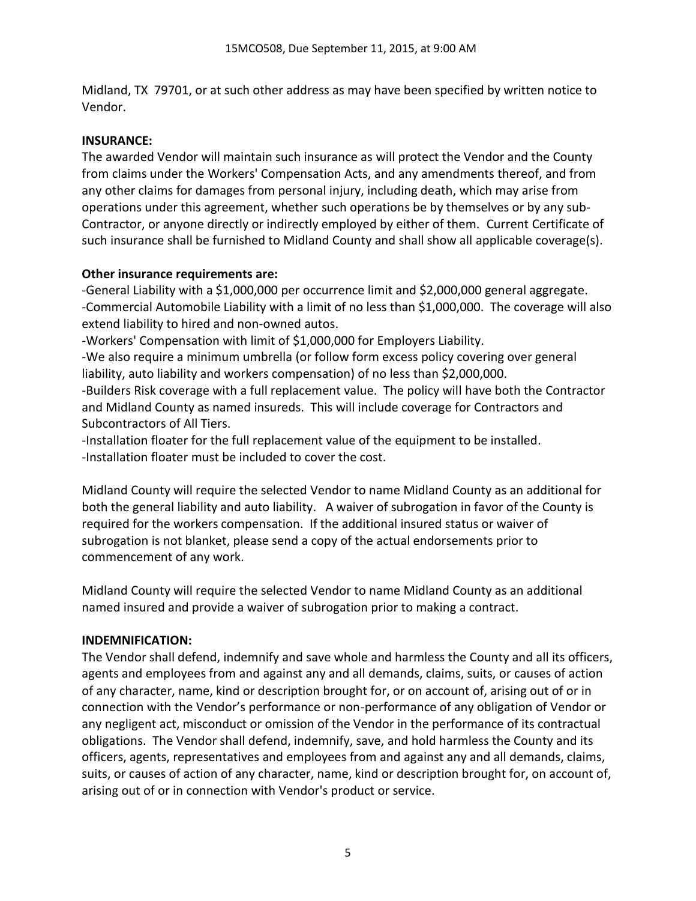Midland, TX 79701, or at such other address as may have been specified by written notice to Vendor.

**INSURANCE:**

The awarded Vendor will maintain such insurance as will protect the Vendor and the County from claims under the Workers' Compensation Acts, and any amendments thereof, and from any other claims for damages from personal injury, including death, which may arise from operations under this agreement, whether such operations be by themselves or by any sub-Contractor, or anyone directly or indirectly employed by either of them. Current Certificate of such insurance shall be furnished to Midland County and shall show all applicable coverage(s).

**Other insurance requirements are:**

-General Liability with a $1,000,000 per occurrence limit and $2,000,000 general aggregate.
-Commercial Automobile Liability with a limit of no less than $1,000,000. The coverage will also extend liability to hired and non-owned autos.
-Workers' Compensation with limit of $1,000,000 for Employers Liability.
-We also require a minimum umbrella (or follow form excess policy covering over general liability, auto liability and workers compensation) of no less than $2,000,000.
-Builders Risk coverage with a full replacement value. The policy will have both the Contractor and Midland County as named insureds. This will include coverage for Contractors and Subcontractors of All Tiers.
-Installation floater for the full replacement value of the equipment to be installed.
-Installation floater must be included to cover the cost.

Midland County will require the selected Vendor to name Midland County as an additional for both the general liability and auto liability. A waiver of subrogation in favor of the County is required for the workers compensation. If the additional insured status or waiver of subrogation is not blanket, please send a copy of the actual endorsements prior to commencement of any work.

Midland County will require the selected Vendor to name Midland County as an additional named insured and provide a waiver of subrogation prior to making a contract.

**INDEMNIFICATION:**

The Vendor shall defend, indemnify and save whole and harmless the County and all its officers, agents and employees from and against any and all demands, claims, suits, or causes of action of any character, name, kind or description brought for, or on account of, arising out of or in connection with the Vendor's performance or non-performance of any obligation of Vendor or any negligent act, misconduct or omission of the Vendor in the performance of its contractual obligations. The Vendor shall defend, indemnify, save, and hold harmless the County and its officers, agents, representatives and employees from and against any and all demands, claims, suits, or causes of action of any character, name, kind or description brought for, on account of, arising out of or in connection with Vendor's product or service.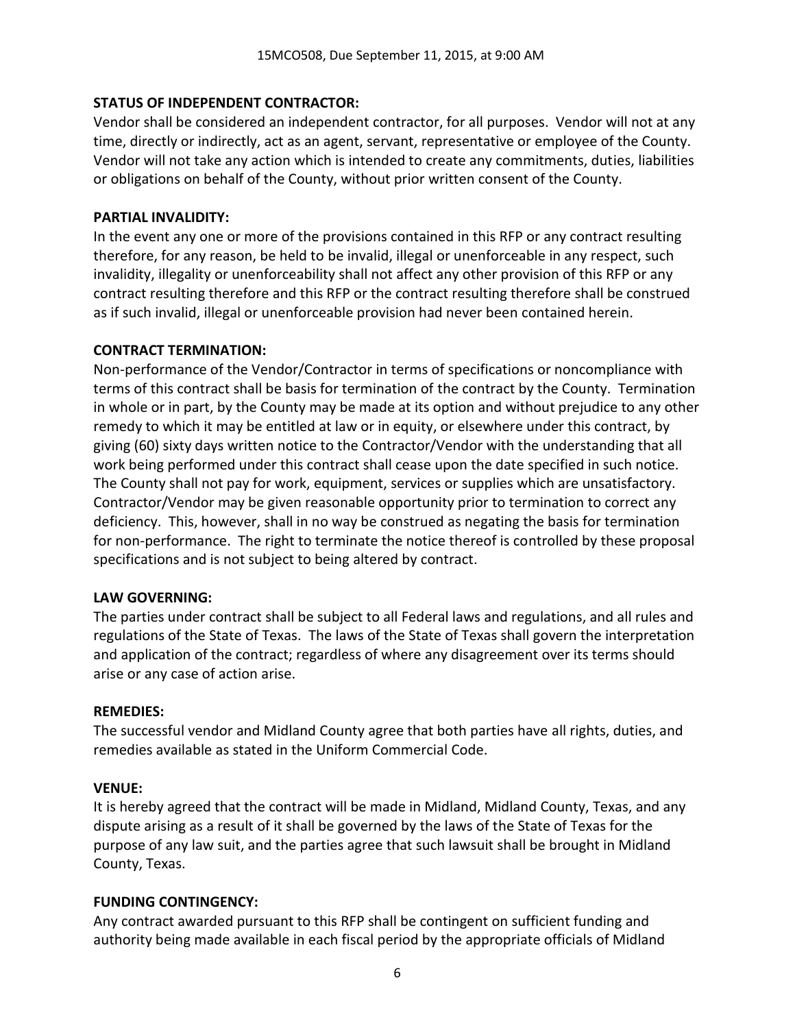**STATUS OF INDEPENDENT CONTRACTOR:**

Vendor shall be considered an independent contractor, for all purposes. Vendor will not at any time, directly or indirectly, act as an agent, servant, representative or employee of the County. Vendor will not take any action which is intended to create any commitments, duties, liabilities or obligations on behalf of the County, without prior written consent of the County.

**PARTIAL INVALIDITY:**

In the event any one or more of the provisions contained in this RFP or any contract resulting therefore, for any reason, be held to be invalid, illegal or unenforceable in any respect, such invalidity, illegality or unenforceability shall not affect any other provision of this RFP or any contract resulting therefore and this RFP or the contract resulting therefore shall be construed as if such invalid, illegal or unenforceable provision had never been contained herein.

**CONTRACT TERMINATION:**

Non-performance of the Vendor/Contractor in terms of specifications or noncompliance with terms of this contract shall be basis for termination of the contract by the County. Termination in whole or in part, by the County may be made at its option and without prejudice to any other remedy to which it may be entitled at law or in equity, or elsewhere under this contract, by giving (60) sixty days written notice to the Contractor/Vendor with the understanding that all work being performed under this contract shall cease upon the date specified in such notice. The County shall not pay for work, equipment, services or supplies which are unsatisfactory. Contractor/Vendor may be given reasonable opportunity prior to termination to correct any deficiency. This, however, shall in no way be construed as negating the basis for termination for non-performance. The right to terminate the notice thereof is controlled by these proposal specifications and is not subject to being altered by contract.

**LAW GOVERNING:**

The parties under contract shall be subject to all Federal laws and regulations, and all rules and regulations of the State of Texas. The laws of the State of Texas shall govern the interpretation and application of the contract; regardless of where any disagreement over its terms should arise or any case of action arise.

**REMEDIES:**

The successful vendor and Midland County agree that both parties have all rights, duties, and remedies available as stated in the Uniform Commercial Code.

**VENUE:**

It is hereby agreed that the contract will be made in Midland, Midland County, Texas, and any dispute arising as a result of it shall be governed by the laws of the State of Texas for the purpose of any law suit, and the parties agree that such lawsuit shall be brought in Midland County, Texas.

**FUNDING CONTINGENCY:**

Any contract awarded pursuant to this RFP shall be contingent on sufficient funding and authority being made available in each fiscal period by the appropriate officials of Midland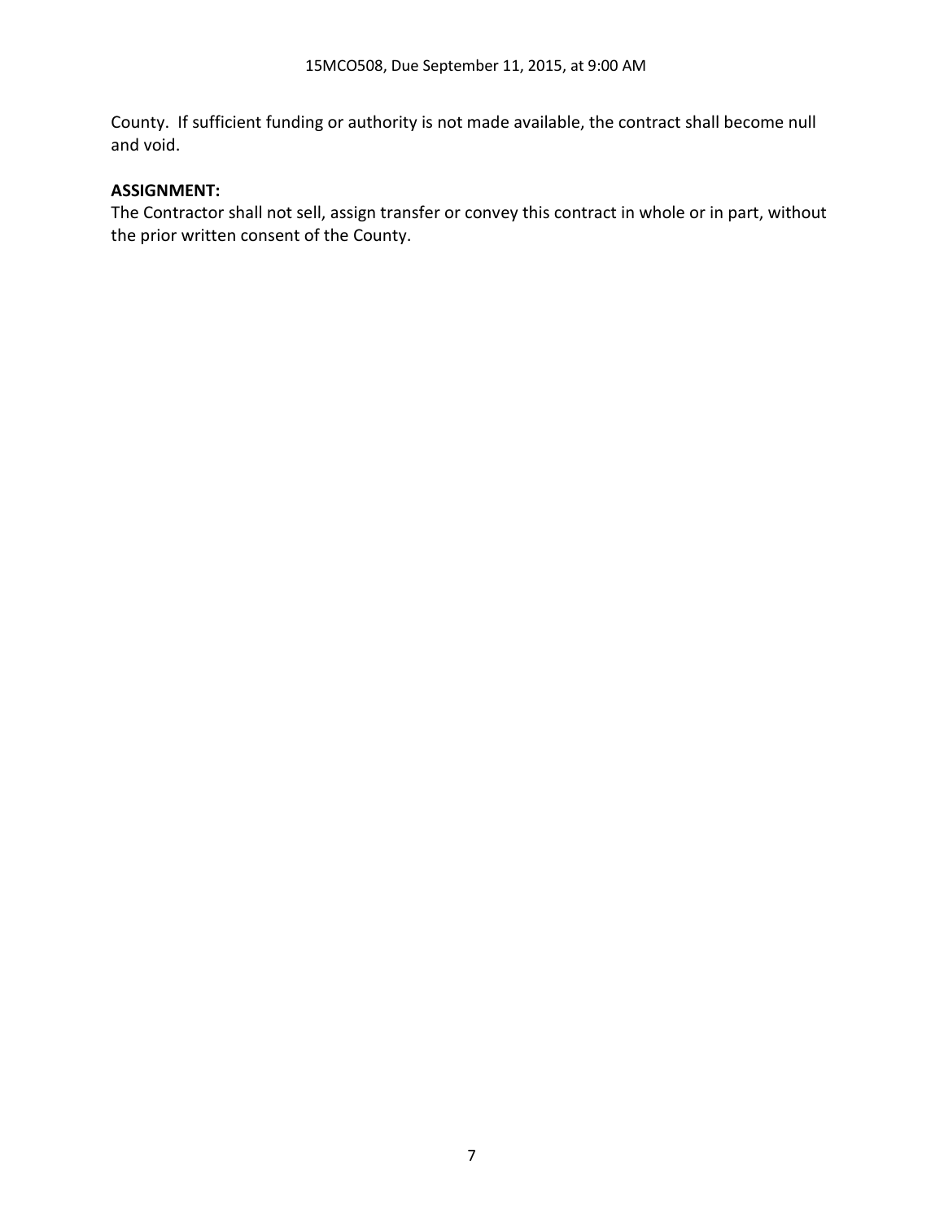County. If sufficient funding or authority is not made available, the contract shall become null and void.

**ASSIGNMENT:**

The Contractor shall not sell, assign transfer or convey this contract in whole or in part, without the prior written consent of the County.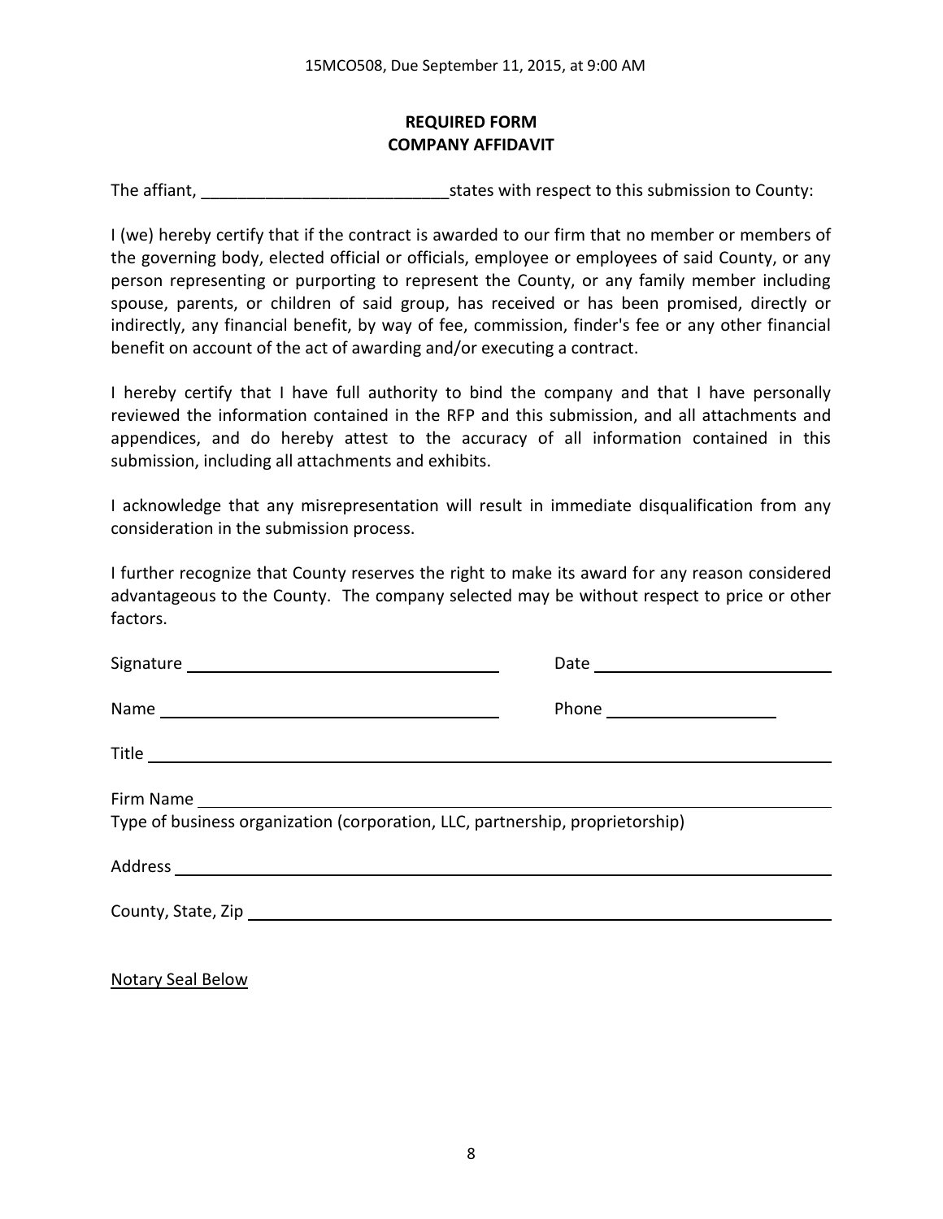## REQUIRED FORM
## COMPANY AFFIDAVIT

The affiant, ___________________________ states with respect to this submission to County:

I (we) hereby certify that if the contract is awarded to our firm that no member or members of the governing body, elected official or officials, employee or employees of said County, or any person representing or purporting to represent the County, or any family member including spouse, parents, or children of said group, has received or has been promised, directly or indirectly, any financial benefit, by way of fee, commission, finder's fee or any other financial benefit on account of the act of awarding and/or executing a contract.

I hereby certify that I have full authority to bind the company and that I have personally reviewed the information contained in the RFP and this submission, and all attachments and appendices, and do hereby attest to the accuracy of all information contained in this submission, including all attachments and exhibits.

I acknowledge that any misrepresentation will result in immediate disqualification from any consideration in the submission process.

I further recognize that County reserves the right to make its award for any reason considered advantageous to the County. The company selected may be without respect to price or other factors.

Signature ___________________________ Date ___________________________

Name ___________________________ Phone ___________________

Title ___________________________________________________________

Firm Name ______________________________________________________
Type of business organization (corporation, LLC, partnership, proprietorship)

Address ________________________________________________________

County, State, Zip _______________________________________________

Notary Seal Below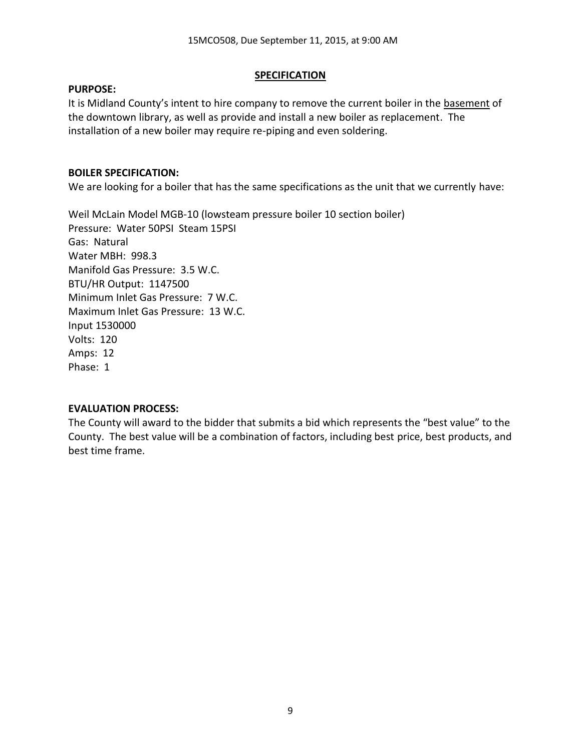## SPECIFICATION

**PURPOSE:**

It is Midland County's intent to hire company to remove the current boiler in the basement of the downtown library, as well as provide and install a new boiler as replacement. The installation of a new boiler may require re-piping and even soldering.

**BOILER SPECIFICATION:**

We are looking for a boiler that has the same specifications as the unit that we currently have:

Weil McLain Model MGB-10 (lowsteam pressure boiler 10 section boiler)
Pressure: Water 50PSI Steam 15PSI
Gas: Natural
Water MBH: 998.3
Manifold Gas Pressure: 3.5 W.C.
BTU/HR Output: 1147500
Minimum Inlet Gas Pressure: 7 W.C.
Maximum Inlet Gas Pressure: 13 W.C.
Input 1530000
Volts: 120
Amps: 12
Phase: 1

**EVALUATION PROCESS:**

The County will award to the bidder that submits a bid which represents the "best value" to the County. The best value will be a combination of factors, including best price, best products, and best time frame.